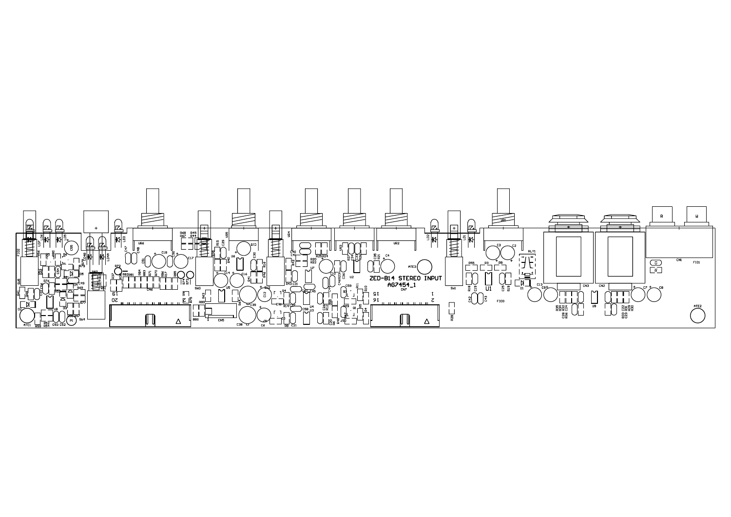ZED-B14 STEREO INPUT
AG7454_1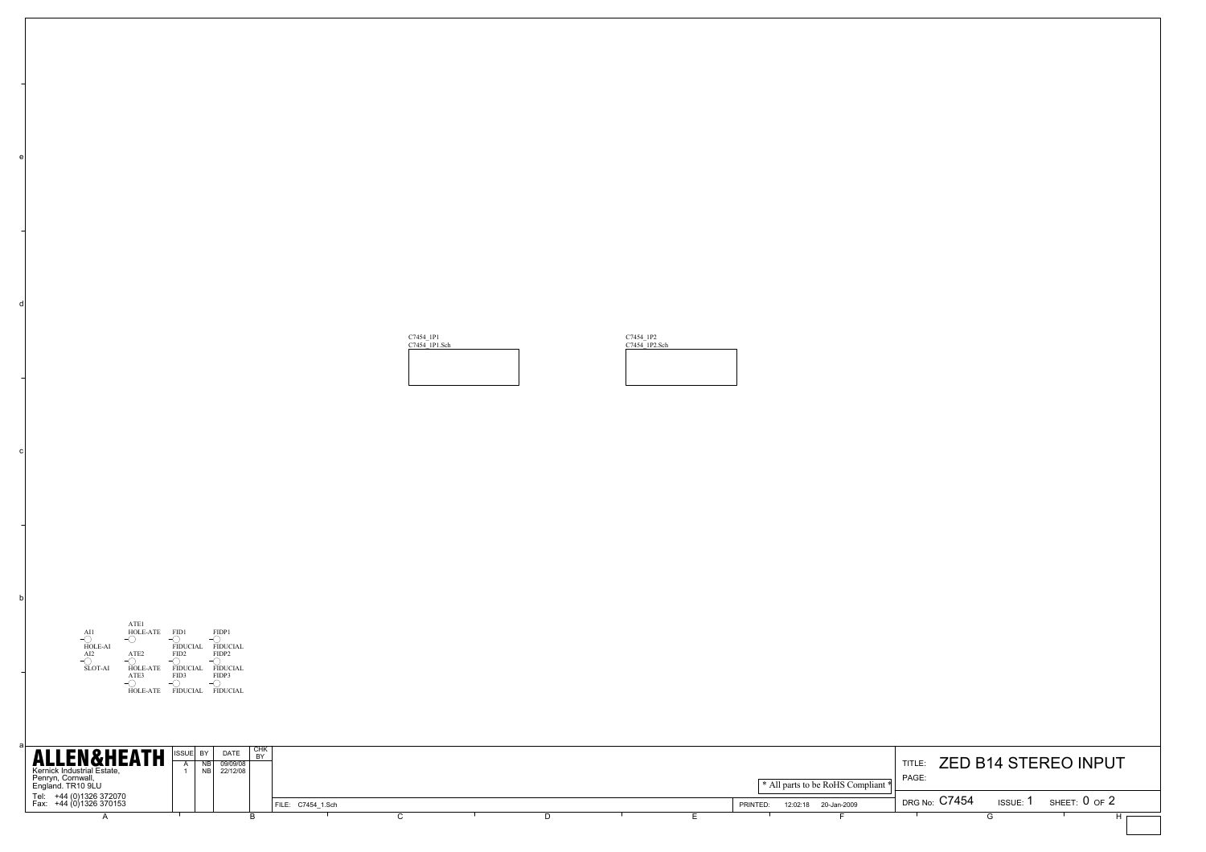C7454_1P1
C7454_1P1.Sch

C7454_1P2
C7454_1P2.Sch

AI1 HOLE-AI
AI2 SLOT-AI

ATE1 HOLE-ATE
ATE2 HOLE-ATE
ATE3 HOLE-ATE

FID1 FIDUCIAL
FID2 FIDUCIAL
FID3 FIDUCIAL

FIDP1 FIDUCIAL
FIDP2 FIDUCIAL
FIDP3 FIDUCIAL

**ALLEN&HEATH**
Kernick Industrial Estate,
Penryn, Cornwall,
England. TR10 9LU
Tel: +44 (0)1326 372070
Fax: +44 (0)1326 370153

| ISSUE | BY | DATE | CHK BY |
|---|---|---|---|
| A | NB | 09/09/08 | |
| 1 | NB | 22/12/08 | |

\* All parts to be RoHS Compliant \*

FILE: C7454_1.Sch

PRINTED: 12:02:18 20-Jan-2009

TITLE: ZED B14 STEREO INPUT
PAGE:

DRG No: C7454 ISSUE: 1 SHEET: 0 OF 2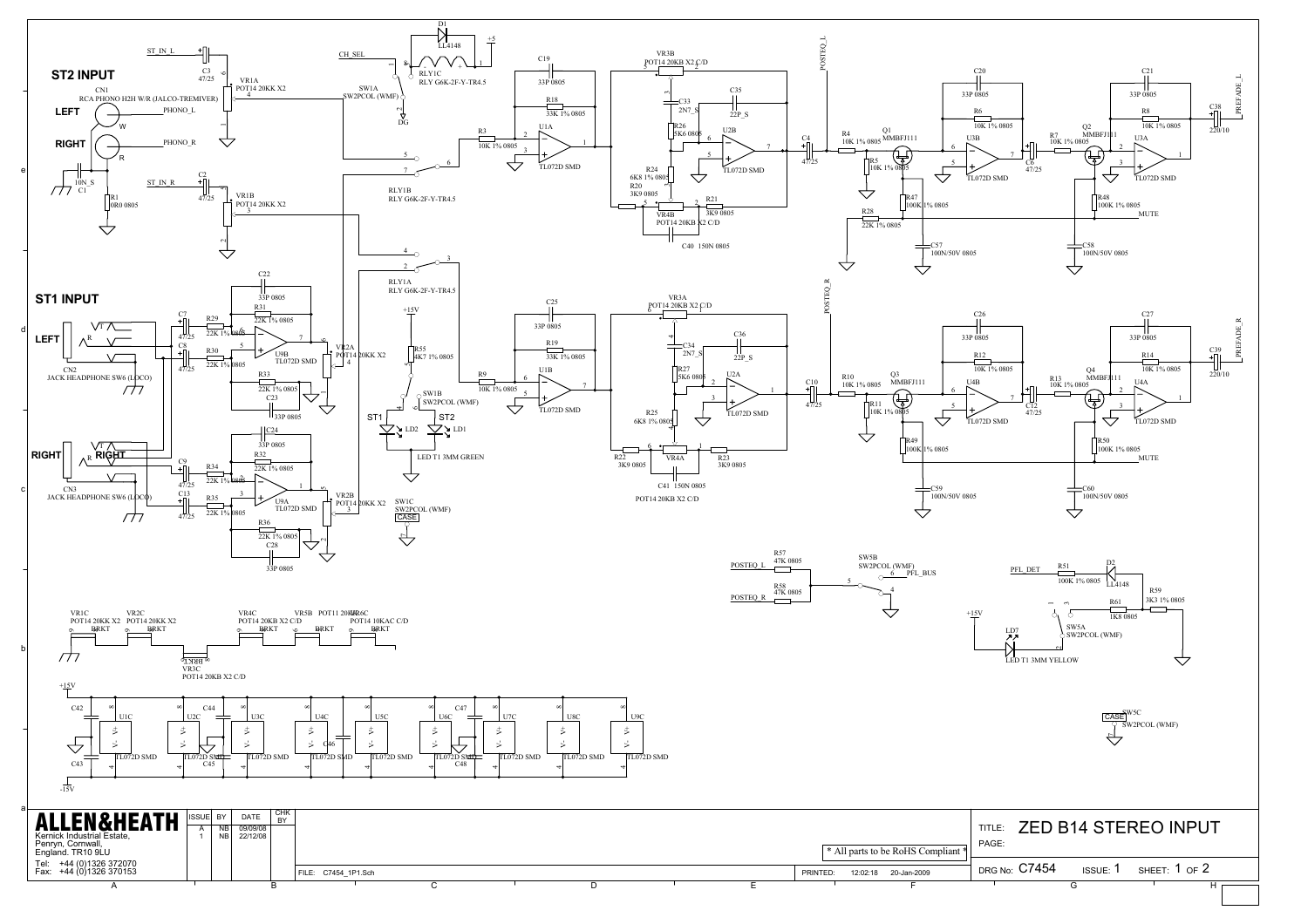# ZED B14 STEREO INPUT

## ST2 INPUT

## ST1 INPUT

| ALLEN&HEATH | ISSUE | BY | DATE | CHK BY |
|---|---|---|---|---|
| Kernick Industrial Estate, Penryn, Cornwall, England. TR10 9LU | A | NB | 09/09/08 | |
| Tel: +44 (0)1326 372070 Fax: +44 (0)1326 370153 | 1 | NB | 22/12/08 | |

FILE: C7454_1P1.Sch

\* All parts to be RoHS Compliant \*

PRINTED: 12:02:18 20-Jan-2009

TITLE: ZED B14 STEREO INPUT

PAGE:

DRG No: C7454 ISSUE: 1 SHEET: 1 OF 2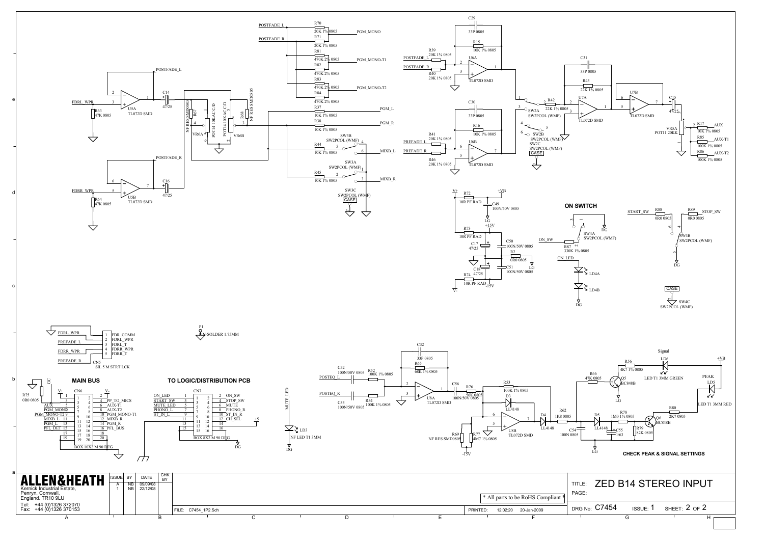**MAIN BUS**

CN6 — BOX 10X2 M 90 DEG

| Signal | Pin | Pin | Signal |
|---|---|---|---|
| V+ | 1 | 2 | V- |
| | 3 | 4 | PP_TO_MICS |
| AUX | 5 | 6 | AUX-T1 |
| PGM_MONO | 7 | 8 | AUX-T2 |
| PGM_MONO-T2 | 9 | 10 | PGM_MONO-T1 |
| MIXB_L | 11 | 12 | MIXB_R |
| PGM_L | 13 | 14 | PGM_R |
| PFL_DET | 15 | 16 | PFL_BUS |
| | 17 | 18 | |
| | 19 | 20 | |

**TO LOGIC/DISTRIBUTION PCB**

CN7 — BOX 8X2 M 90 DEG

| Signal | Pin | Pin | Signal |
|---|---|---|---|
| ON_LED | 1 | 2 | ON_SW |
| START_SW | 3 | 4 | STOP_SW |
| MUTE_LED | 5 | 6 | MUTE |
| PHONO_L | 7 | 8 | PHONO_R |
| ST_IN_L | 9 | 10 | ST_IN_R |
| | 11 | 12 | CH_SEL |
| | 13 | 14 | |
| | 15 | 16 | |

CN5 — SIL 5 M STRT LCK

| Signal | Pin | Name |
|---|---|---|
| | 1 | FDR_COMM |
| FDRL_WPR | 2 | FDRL_WPR |
| PREFADE_L | 3 | FDRL_T |
| FDRR_WPR | 4 | FDRR_WPR |
| PREFADE_R | 5 | FDRR_T |

P1 PIN SOLDER 1.75MM

**ON SWITCH**

SW4A SW2PCOL (WMF), R87 330K 1% 0805, ON_SW, ON_LED, LD4A, LD4B

START_SW, R88 0R0 0805, R89 0R0 0805, STOP_SW, SW4B SW2PCOL (WMF), SW4C SW2PCOL (WMF)

**CHECK PEAK & SIGNAL SETTINGS**

Signal, LD6 LED T1 3MM GREEN, PEAK, LD5 LED T1 3MM RED

U5A TL072D SMD, U5B TL072D SMD, U6A TL072D SMD, U6B TL072D SMD, U7A TL072D SMD, U7B TL072D SMD, U8A TL072D SMD, U8B TL072D SMD

VR6A / VR6B POT14 10KAC C/D, VR5A POT11 20KK, SW3A / SW3B / SW3C SW2PCOL (WMF), SW2A / SW2B / SW2C SW2PCOL (WMF)

LD3 NF LED T1 3MM (MUTE_LED)

Outputs: PGM_MONO, PGM_MONO-T1, PGM_MONO-T2, PGM_L, PGM_R, MIXB_L, MIXB_R, AUX, AUX-T1, AUX-T2

\* All parts to be RoHS Compliant \*

| ISSUE | BY | DATE | CHK BY |
|---|---|---|---|
| A | NB | 09/09/08 | |
| 1 | NB | 22/12/08 | |

**ALLEN&HEATH**
Kernick Industrial Estate,
Penryn, Cornwall,
England. TR10 9LU
Tel: +44 (0)1326 372070
Fax: +44 (0)1326 370153

FILE: C7454_1P2.Sch

PRINTED: 12:02:20 20-Jan-2009

TITLE: ZED B14 STEREO INPUT

PAGE:

DRG No: C7454 ISSUE: 1 SHEET: 2 OF 2